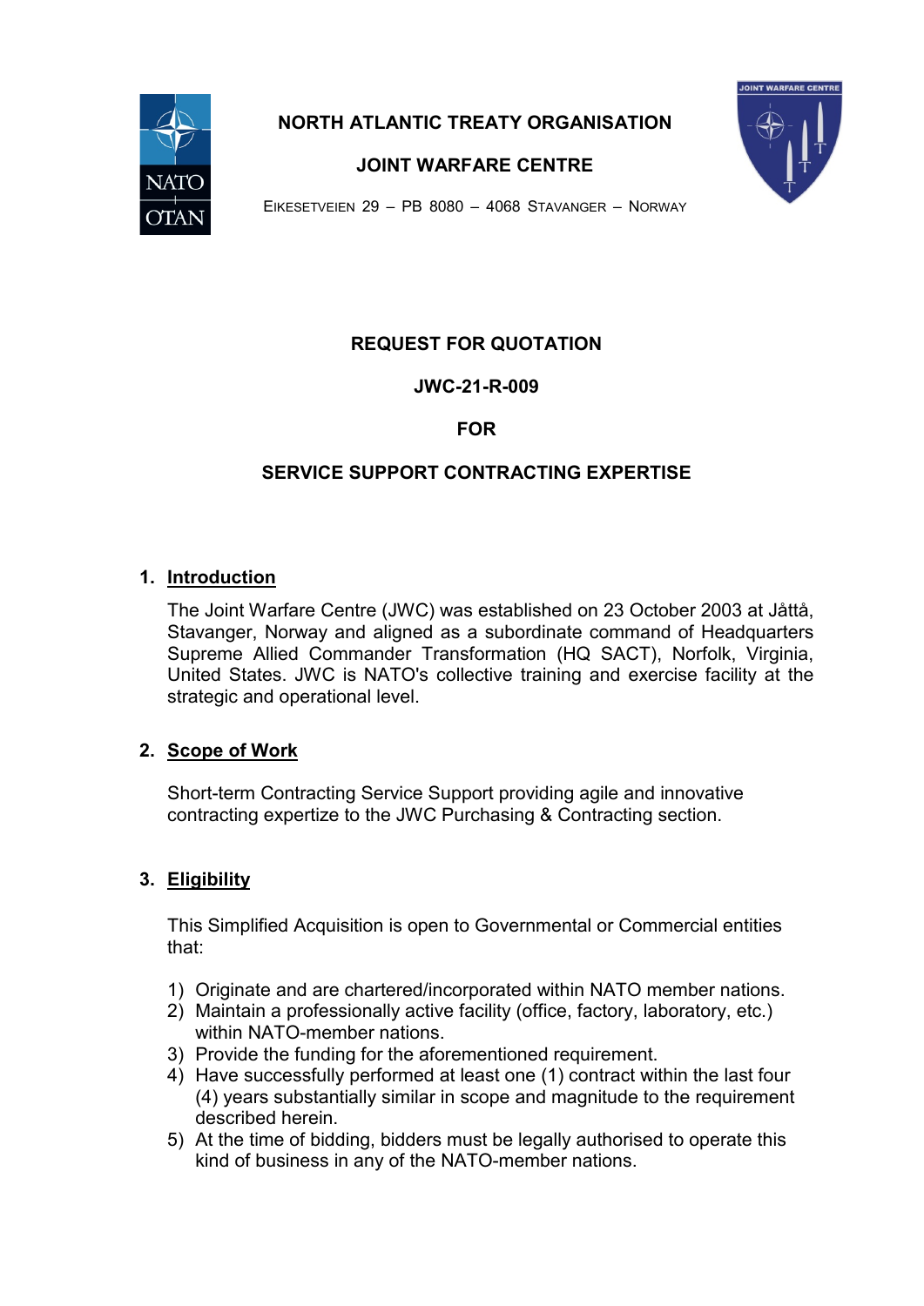**NORTH ATLANTIC TREATY ORGANISATION**

**JOINT WARFARE CENTRE**

EIKESETVEIEN 29 – PB 8080 – 4068 STAVANGER – NORWAY

# REQUEST FOR QUOTATION

## JWC-21-R-009

## FOR

## SERVICE SUPPORT CONTRACTING EXPERTISE

## 1. Introduction

The Joint Warfare Centre (JWC) was established on 23 October 2003 at Jåttå, Stavanger, Norway and aligned as a subordinate command of Headquarters Supreme Allied Commander Transformation (HQ SACT), Norfolk, Virginia, United States. JWC is NATO's collective training and exercise facility at the strategic and operational level.

## 2. Scope of Work

Short-term Contracting Service Support providing agile and innovative contracting expertize to the JWC Purchasing & Contracting section.

## 3. Eligibility

This Simplified Acquisition is open to Governmental or Commercial entities that:

1) Originate and are chartered/incorporated within NATO member nations.
2) Maintain a professionally active facility (office, factory, laboratory, etc.) within NATO-member nations.
3) Provide the funding for the aforementioned requirement.
4) Have successfully performed at least one (1) contract within the last four (4) years substantially similar in scope and magnitude to the requirement described herein.
5) At the time of bidding, bidders must be legally authorised to operate this kind of business in any of the NATO-member nations.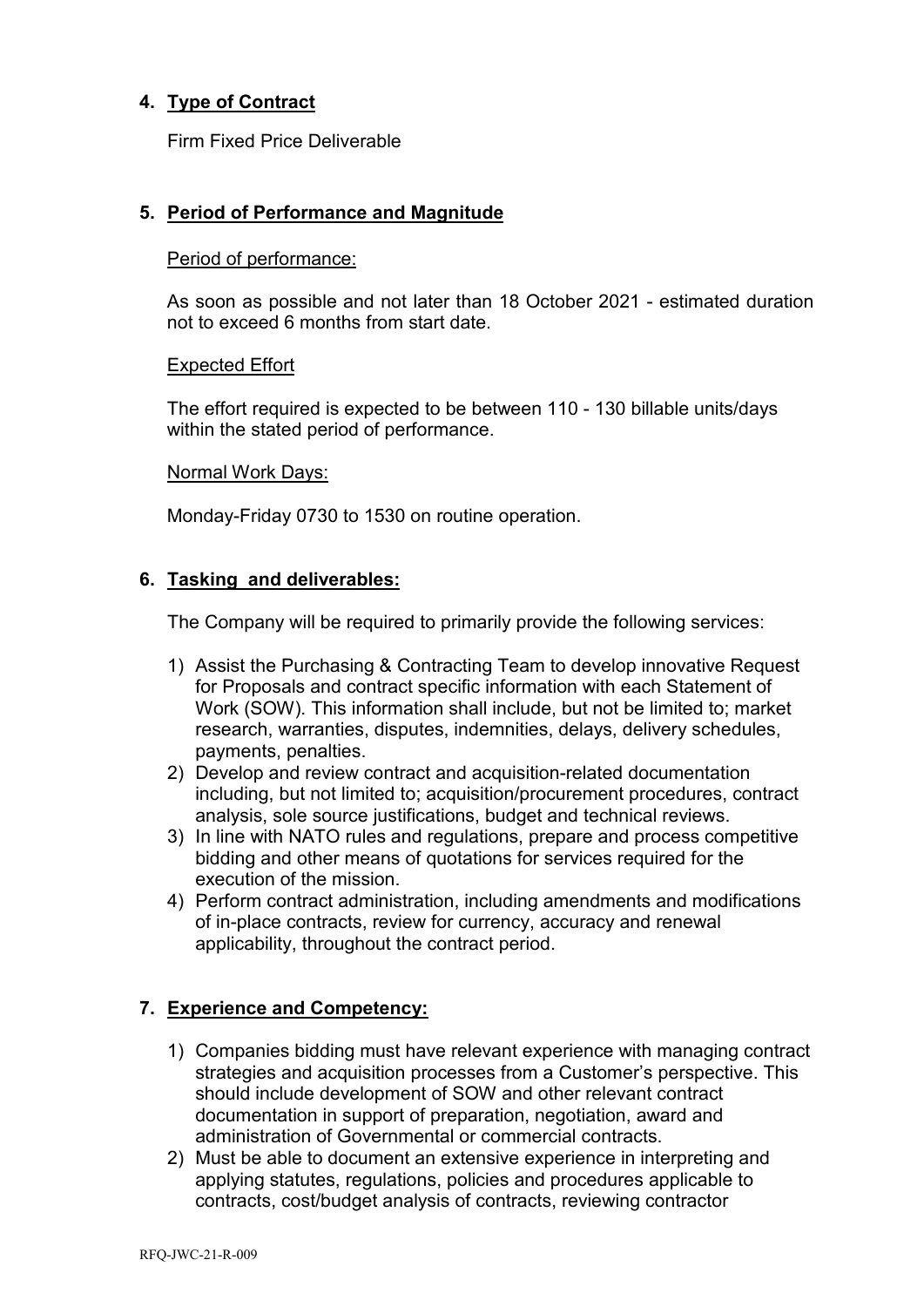## 4. Type of Contract

Firm Fixed Price Deliverable

## 5. Period of Performance and Magnitude

Period of performance:

As soon as possible and not later than 18 October 2021 - estimated duration not to exceed 6 months from start date.

Expected Effort

The effort required is expected to be between 110 - 130 billable units/days within the stated period of performance.

Normal Work Days:

Monday-Friday 0730 to 1530 on routine operation.

## 6. Tasking and deliverables:

The Company will be required to primarily provide the following services:

1) Assist the Purchasing & Contracting Team to develop innovative Request for Proposals and contract specific information with each Statement of Work (SOW). This information shall include, but not be limited to; market research, warranties, disputes, indemnities, delays, delivery schedules, payments, penalties.
2) Develop and review contract and acquisition-related documentation including, but not limited to; acquisition/procurement procedures, contract analysis, sole source justifications, budget and technical reviews.
3) In line with NATO rules and regulations, prepare and process competitive bidding and other means of quotations for services required for the execution of the mission.
4) Perform contract administration, including amendments and modifications of in-place contracts, review for currency, accuracy and renewal applicability, throughout the contract period.

## 7. Experience and Competency:

1) Companies bidding must have relevant experience with managing contract strategies and acquisition processes from a Customer's perspective. This should include development of SOW and other relevant contract documentation in support of preparation, negotiation, award and administration of Governmental or commercial contracts.
2) Must be able to document an extensive experience in interpreting and applying statutes, regulations, policies and procedures applicable to contracts, cost/budget analysis of contracts, reviewing contractor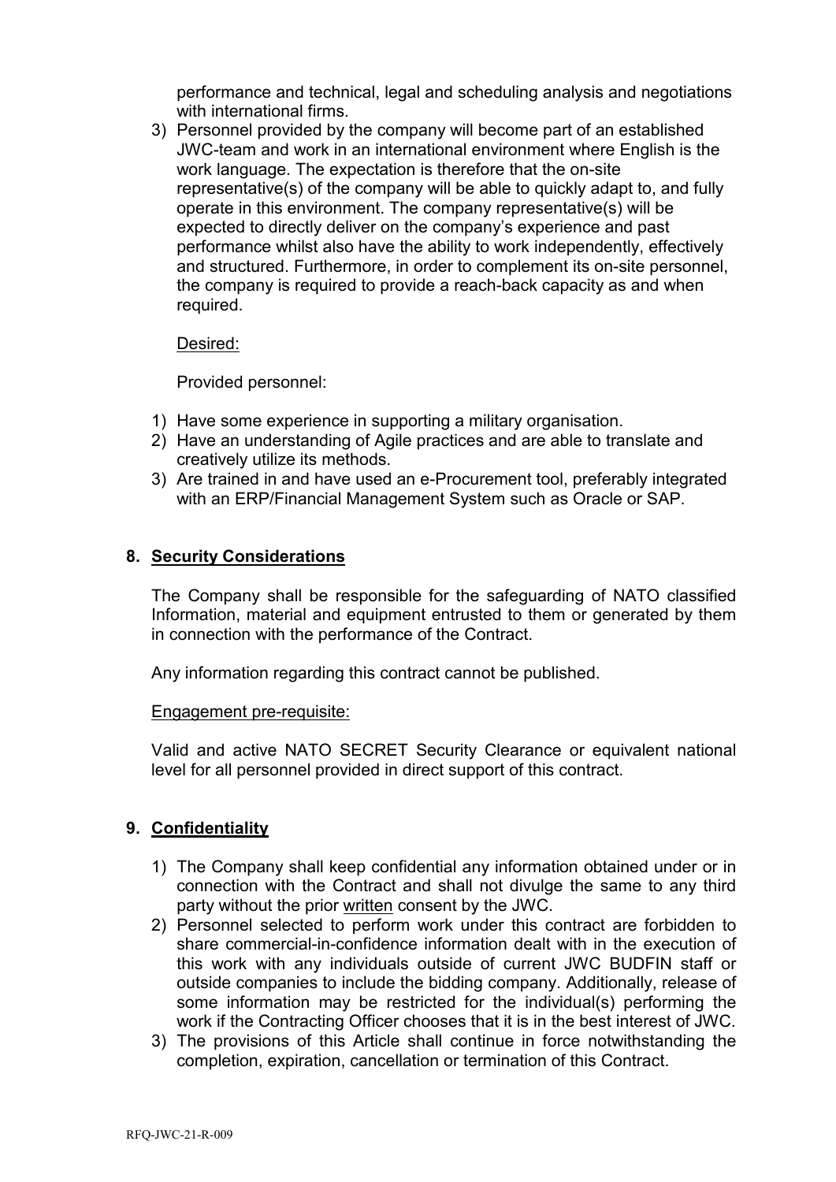performance and technical, legal and scheduling analysis and negotiations with international firms.

3) Personnel provided by the company will become part of an established JWC-team and work in an international environment where English is the work language. The expectation is therefore that the on-site representative(s) of the company will be able to quickly adapt to, and fully operate in this environment. The company representative(s) will be expected to directly deliver on the company's experience and past performance whilst also have the ability to work independently, effectively and structured. Furthermore, in order to complement its on-site personnel, the company is required to provide a reach-back capacity as and when required.

Desired:

Provided personnel:

1) Have some experience in supporting a military organisation.
2) Have an understanding of Agile practices and are able to translate and creatively utilize its methods.
3) Are trained in and have used an e-Procurement tool, preferably integrated with an ERP/Financial Management System such as Oracle or SAP.

## 8. Security Considerations

The Company shall be responsible for the safeguarding of NATO classified Information, material and equipment entrusted to them or generated by them in connection with the performance of the Contract.

Any information regarding this contract cannot be published.

Engagement pre-requisite:

Valid and active NATO SECRET Security Clearance or equivalent national level for all personnel provided in direct support of this contract.

## 9. Confidentiality

1) The Company shall keep confidential any information obtained under or in connection with the Contract and shall not divulge the same to any third party without the prior written consent by the JWC.
2) Personnel selected to perform work under this contract are forbidden to share commercial-in-confidence information dealt with in the execution of this work with any individuals outside of current JWC BUDFIN staff or outside companies to include the bidding company. Additionally, release of some information may be restricted for the individual(s) performing the work if the Contracting Officer chooses that it is in the best interest of JWC.
3) The provisions of this Article shall continue in force notwithstanding the completion, expiration, cancellation or termination of this Contract.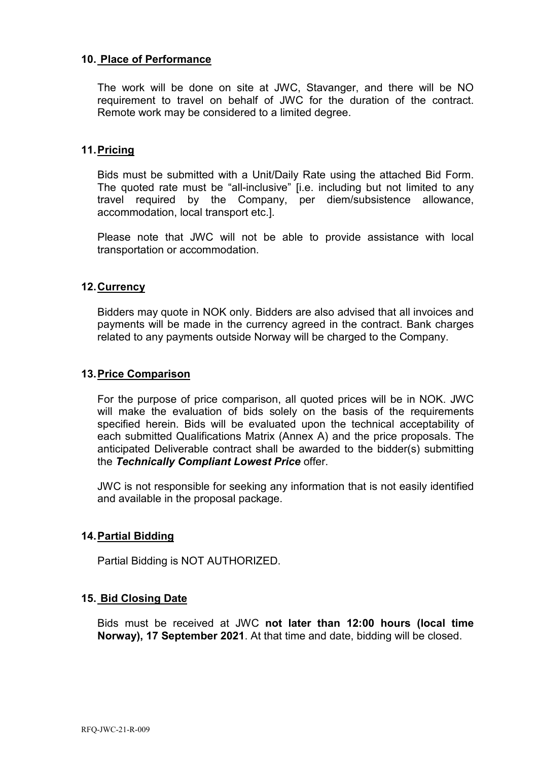## 10. Place of Performance

The work will be done on site at JWC, Stavanger, and there will be NO requirement to travel on behalf of JWC for the duration of the contract. Remote work may be considered to a limited degree.

## 11. Pricing

Bids must be submitted with a Unit/Daily Rate using the attached Bid Form. The quoted rate must be "all-inclusive" [i.e. including but not limited to any travel required by the Company, per diem/subsistence allowance, accommodation, local transport etc.].

Please note that JWC will not be able to provide assistance with local transportation or accommodation.

## 12. Currency

Bidders may quote in NOK only. Bidders are also advised that all invoices and payments will be made in the currency agreed in the contract. Bank charges related to any payments outside Norway will be charged to the Company.

## 13. Price Comparison

For the purpose of price comparison, all quoted prices will be in NOK. JWC will make the evaluation of bids solely on the basis of the requirements specified herein. Bids will be evaluated upon the technical acceptability of each submitted Qualifications Matrix (Annex A) and the price proposals. The anticipated Deliverable contract shall be awarded to the bidder(s) submitting the ***Technically Compliant Lowest Price*** offer.

JWC is not responsible for seeking any information that is not easily identified and available in the proposal package.

## 14. Partial Bidding

Partial Bidding is NOT AUTHORIZED.

## 15. Bid Closing Date

Bids must be received at JWC **not later than 12:00 hours (local time Norway), 17 September 2021**. At that time and date, bidding will be closed.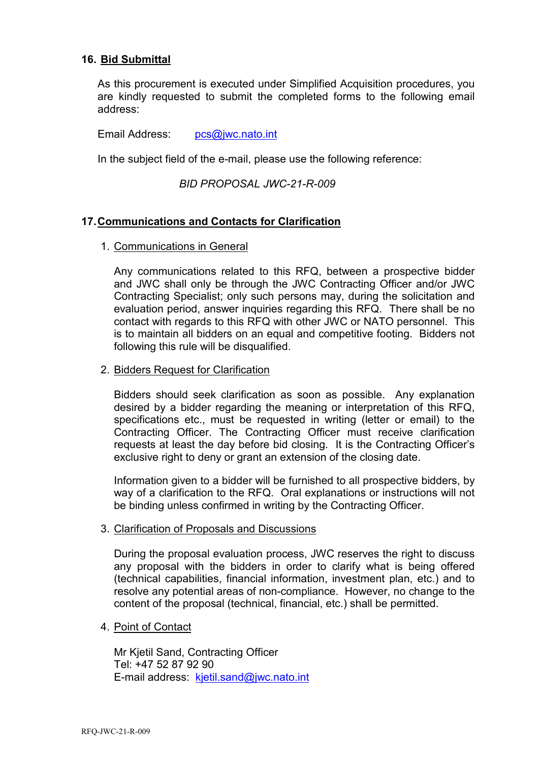## 16. Bid Submittal

As this procurement is executed under Simplified Acquisition procedures, you are kindly requested to submit the completed forms to the following email address:

Email Address: pcs@jwc.nato.int

In the subject field of the e-mail, please use the following reference:

*BID PROPOSAL JWC-21-R-009*

## 17. Communications and Contacts for Clarification

1. Communications in General

   Any communications related to this RFQ, between a prospective bidder and JWC shall only be through the JWC Contracting Officer and/or JWC Contracting Specialist; only such persons may, during the solicitation and evaluation period, answer inquiries regarding this RFQ. There shall be no contact with regards to this RFQ with other JWC or NATO personnel. This is to maintain all bidders on an equal and competitive footing. Bidders not following this rule will be disqualified.

2. Bidders Request for Clarification

   Bidders should seek clarification as soon as possible. Any explanation desired by a bidder regarding the meaning or interpretation of this RFQ, specifications etc., must be requested in writing (letter or email) to the Contracting Officer. The Contracting Officer must receive clarification requests at least the day before bid closing. It is the Contracting Officer's exclusive right to deny or grant an extension of the closing date.

   Information given to a bidder will be furnished to all prospective bidders, by way of a clarification to the RFQ. Oral explanations or instructions will not be binding unless confirmed in writing by the Contracting Officer.

3. Clarification of Proposals and Discussions

   During the proposal evaluation process, JWC reserves the right to discuss any proposal with the bidders in order to clarify what is being offered (technical capabilities, financial information, investment plan, etc.) and to resolve any potential areas of non-compliance. However, no change to the content of the proposal (technical, financial, etc.) shall be permitted.

4. Point of Contact

   Mr Kjetil Sand, Contracting Officer
   Tel: +47 52 87 92 90
   E-mail address: kjetil.sand@jwc.nato.int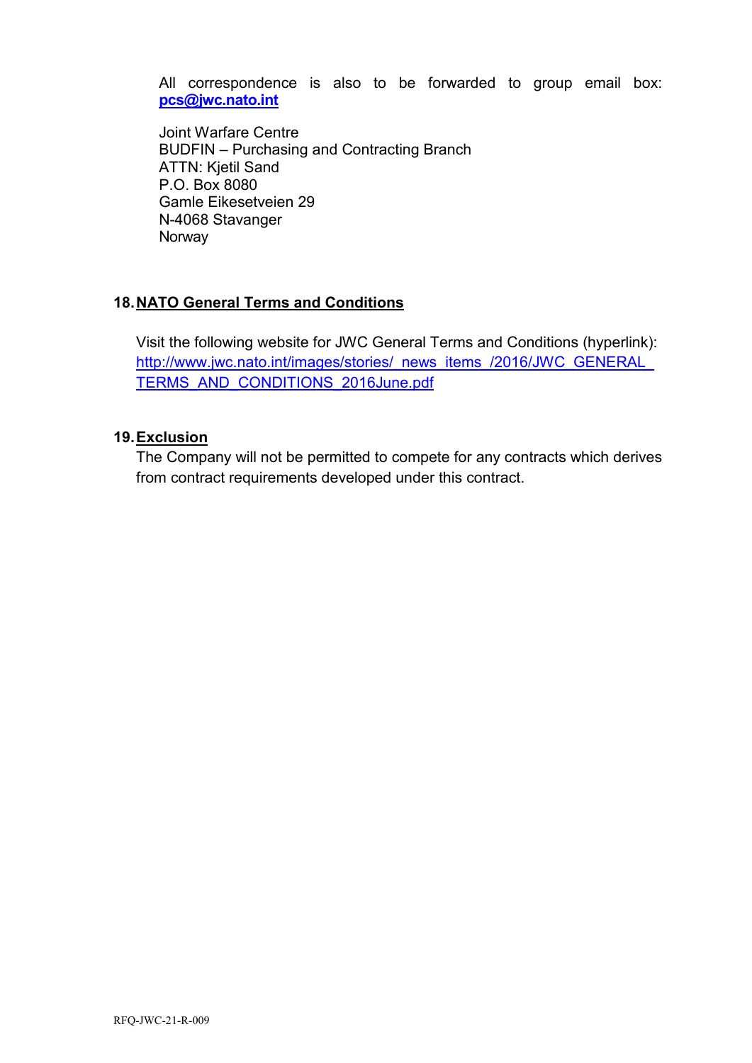All correspondence is also to be forwarded to group email box: **pcs@jwc.nato.int**

Joint Warfare Centre
BUDFIN – Purchasing and Contracting Branch
ATTN: Kjetil Sand
P.O. Box 8080
Gamle Eikesetveien 29
N-4068 Stavanger
Norway

## 18. NATO General Terms and Conditions

Visit the following website for JWC General Terms and Conditions (hyperlink): http://www.jwc.nato.int/images/stories/_news_items_/2016/JWC_GENERAL_TERMS_AND_CONDITIONS_2016June.pdf

## 19. Exclusion

The Company will not be permitted to compete for any contracts which derives from contract requirements developed under this contract.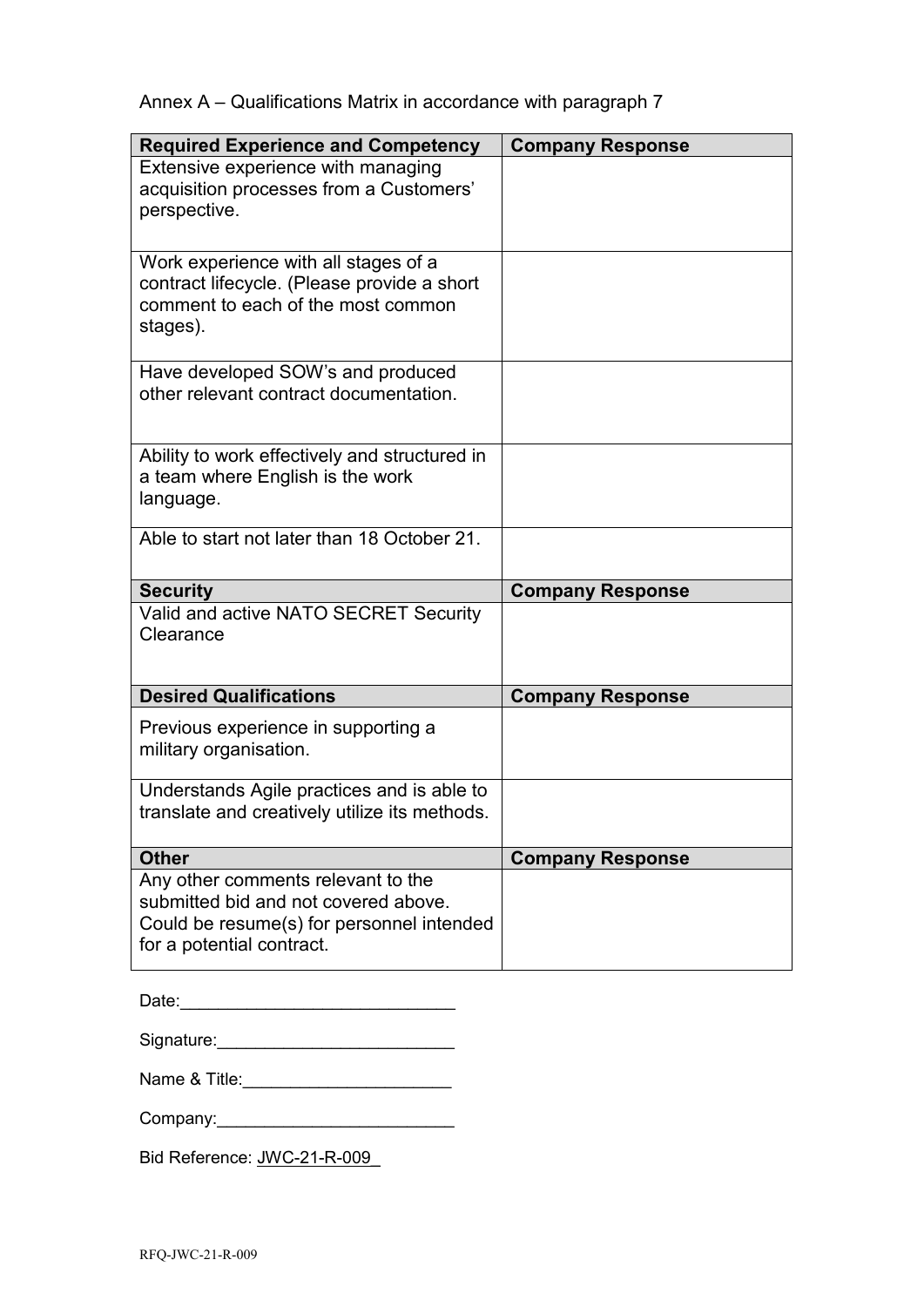Annex A – Qualifications Matrix in accordance with paragraph 7

| Required Experience and Competency | Company Response |
|---|---|
| Extensive experience with managing acquisition processes from a Customers' perspective. | |
| Work experience with all stages of a contract lifecycle. (Please provide a short comment to each of the most common stages). | |
| Have developed SOW's and produced other relevant contract documentation. | |
| Ability to work effectively and structured in a team where English is the work language. | |
| Able to start not later than 18 October 21. | |
| **Security** | **Company Response** |
| Valid and active NATO SECRET Security Clearance | |
| **Desired Qualifications** | **Company Response** |
| Previous experience in supporting a military organisation. | |
| Understands Agile practices and is able to translate and creatively utilize its methods. | |
| **Other** | **Company Response** |
| Any other comments relevant to the submitted bid and not covered above. Could be resume(s) for personnel intended for a potential contract. | |

Date:____________________________

Signature:_________________________

Name & Title:_____________________

Company:_________________________

Bid Reference: JWC-21-R-009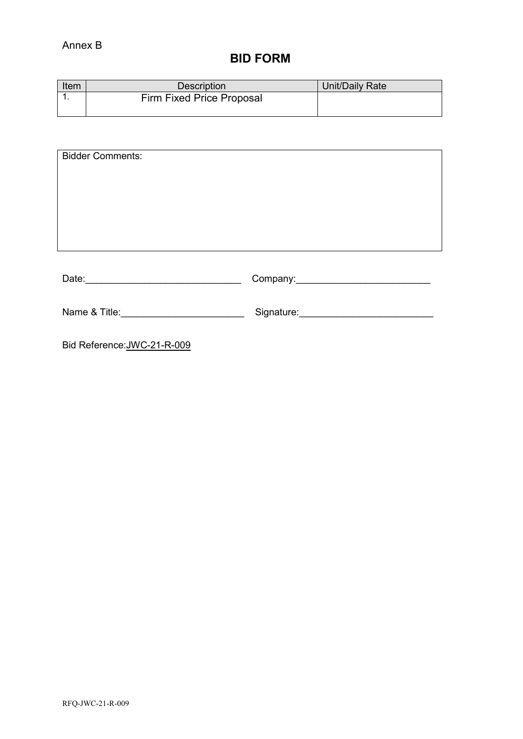Annex B

# BID FORM

| Item | Description | Unit/Daily Rate |
| --- | --- | --- |
| 1. | Firm Fixed Price Proposal | |

| Bidder Comments: |
| --- |
| |

Date:_____________________________ Company:_________________________

Name & Title:_______________________ Signature:_________________________

Bid Reference:JWC-21-R-009